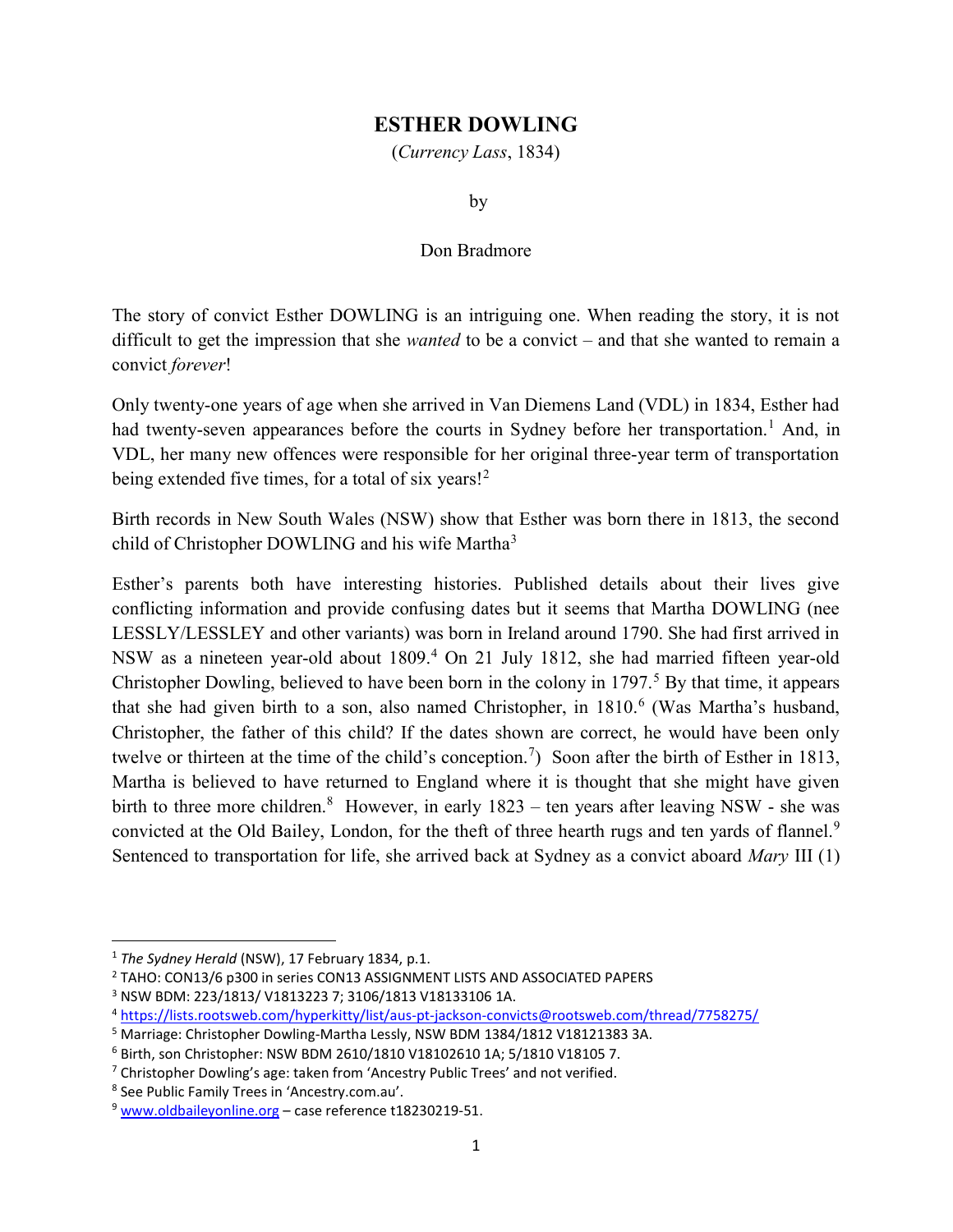# ESTHER DOWLING

(*Currency Lass*, 1834)

by

Don Bradmore

The story of convict Esther DOWLING is an intriguing one. When reading the story, it is not difficult to get the impression that she *wanted* to be a convict – and that she wanted to remain a convict *forever*!

Only twenty-one years of age when she arrived in Van Diemens Land (VDL) in 1834, Esther had had twenty-seven appearances before the courts in Sydney before her transportation.[1] And, in VDL, her many new offences were responsible for her original three-year term of transportation being extended five times, for a total of six years![2]

Birth records in New South Wales (NSW) show that Esther was born there in 1813, the second child of Christopher DOWLING and his wife Martha[3]

Esther's parents both have interesting histories. Published details about their lives give conflicting information and provide confusing dates but it seems that Martha DOWLING (nee LESSLY/LESSLEY and other variants) was born in Ireland around 1790. She had first arrived in NSW as a nineteen year-old about 1809.[4] On 21 July 1812, she had married fifteen year-old Christopher Dowling, believed to have been born in the colony in 1797.[5] By that time, it appears that she had given birth to a son, also named Christopher, in 1810.[6] (Was Martha's husband, Christopher, the father of this child? If the dates shown are correct, he would have been only twelve or thirteen at the time of the child's conception.[7]) Soon after the birth of Esther in 1813, Martha is believed to have returned to England where it is thought that she might have given birth to three more children.[8] However, in early 1823 – ten years after leaving NSW - she was convicted at the Old Bailey, London, for the theft of three hearth rugs and ten yards of flannel.[9] Sentenced to transportation for life, she arrived back at Sydney as a convict aboard *Mary* III (1)

---

[1] *The Sydney Herald* (NSW), 17 February 1834, p.1.

[2] TAHO: CON13/6 p300 in series CON13 ASSIGNMENT LISTS AND ASSOCIATED PAPERS

[3] NSW BDM: 223/1813/ V1813223 7; 3106/1813 V18133106 1A.

[4] https://lists.rootsweb.com/hyperkitty/list/aus-pt-jackson-convicts@rootsweb.com/thread/7758275/

[5] Marriage: Christopher Dowling-Martha Lessly, NSW BDM 1384/1812 V18121383 3A.

[6] Birth, son Christopher: NSW BDM 2610/1810 V18102610 1A; 5/1810 V18105 7.

[7] Christopher Dowling's age: taken from 'Ancestry Public Trees' and not verified.

[8] See Public Family Trees in 'Ancestry.com.au'.

[9] www.oldbaileyonline.org – case reference t18230219-51.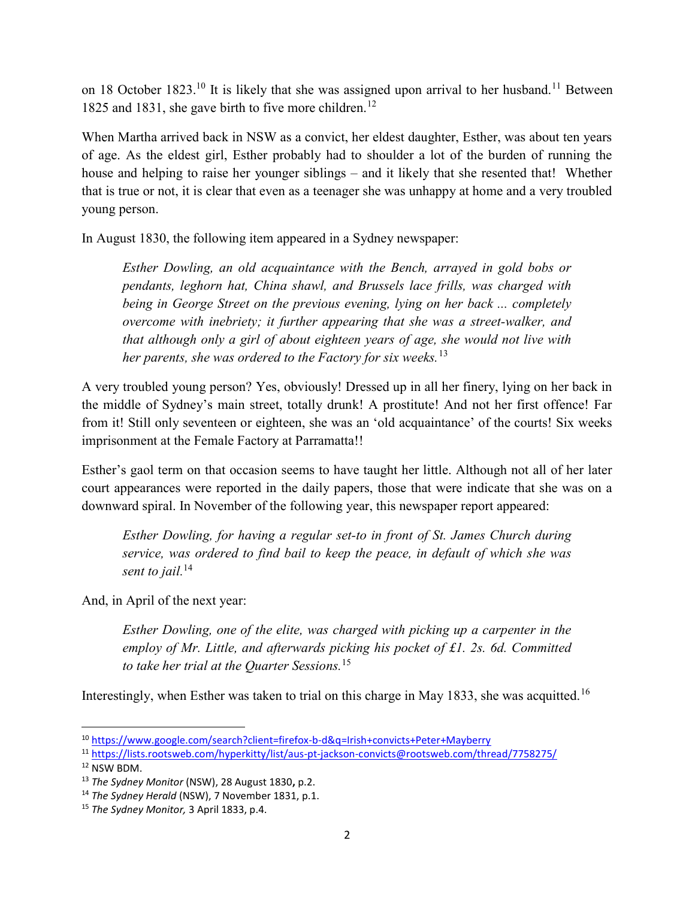on 18 October 1823.[10] It is likely that she was assigned upon arrival to her husband.[11] Between 1825 and 1831, she gave birth to five more children.[12]

When Martha arrived back in NSW as a convict, her eldest daughter, Esther, was about ten years of age. As the eldest girl, Esther probably had to shoulder a lot of the burden of running the house and helping to raise her younger siblings – and it likely that she resented that! Whether that is true or not, it is clear that even as a teenager she was unhappy at home and a very troubled young person.

In August 1830, the following item appeared in a Sydney newspaper:

> *Esther Dowling, an old acquaintance with the Bench, arrayed in gold bobs or pendants, leghorn hat, China shawl, and Brussels lace frills, was charged with being in George Street on the previous evening, lying on her back ... completely overcome with inebriety; it further appearing that she was a street-walker, and that although only a girl of about eighteen years of age, she would not live with her parents, she was ordered to the Factory for six weeks.*[13]

A very troubled young person? Yes, obviously! Dressed up in all her finery, lying on her back in the middle of Sydney's main street, totally drunk! A prostitute! And not her first offence! Far from it! Still only seventeen or eighteen, she was an 'old acquaintance' of the courts! Six weeks imprisonment at the Female Factory at Parramatta!!

Esther's gaol term on that occasion seems to have taught her little. Although not all of her later court appearances were reported in the daily papers, those that were indicate that she was on a downward spiral. In November of the following year, this newspaper report appeared:

> *Esther Dowling, for having a regular set-to in front of St. James Church during service, was ordered to find bail to keep the peace, in default of which she was sent to jail.*[14]

And, in April of the next year:

> *Esther Dowling, one of the elite, was charged with picking up a carpenter in the employ of Mr. Little, and afterwards picking his pocket of £1. 2s. 6d. Committed to take her trial at the Quarter Sessions.*[15]

Interestingly, when Esther was taken to trial on this charge in May 1833, she was acquitted.[16]

---

[10] https://www.google.com/search?client=firefox-b-d&q=Irish+convicts+Peter+Mayberry

[11] https://lists.rootsweb.com/hyperkitty/list/aus-pt-jackson-convicts@rootsweb.com/thread/7758275/

[12] NSW BDM.

[13] *The Sydney Monitor* (NSW), 28 August 1830**,** p.2.

[14] *The Sydney Herald* (NSW), 7 November 1831, p.1.

[15] *The Sydney Monitor,* 3 April 1833, p.4.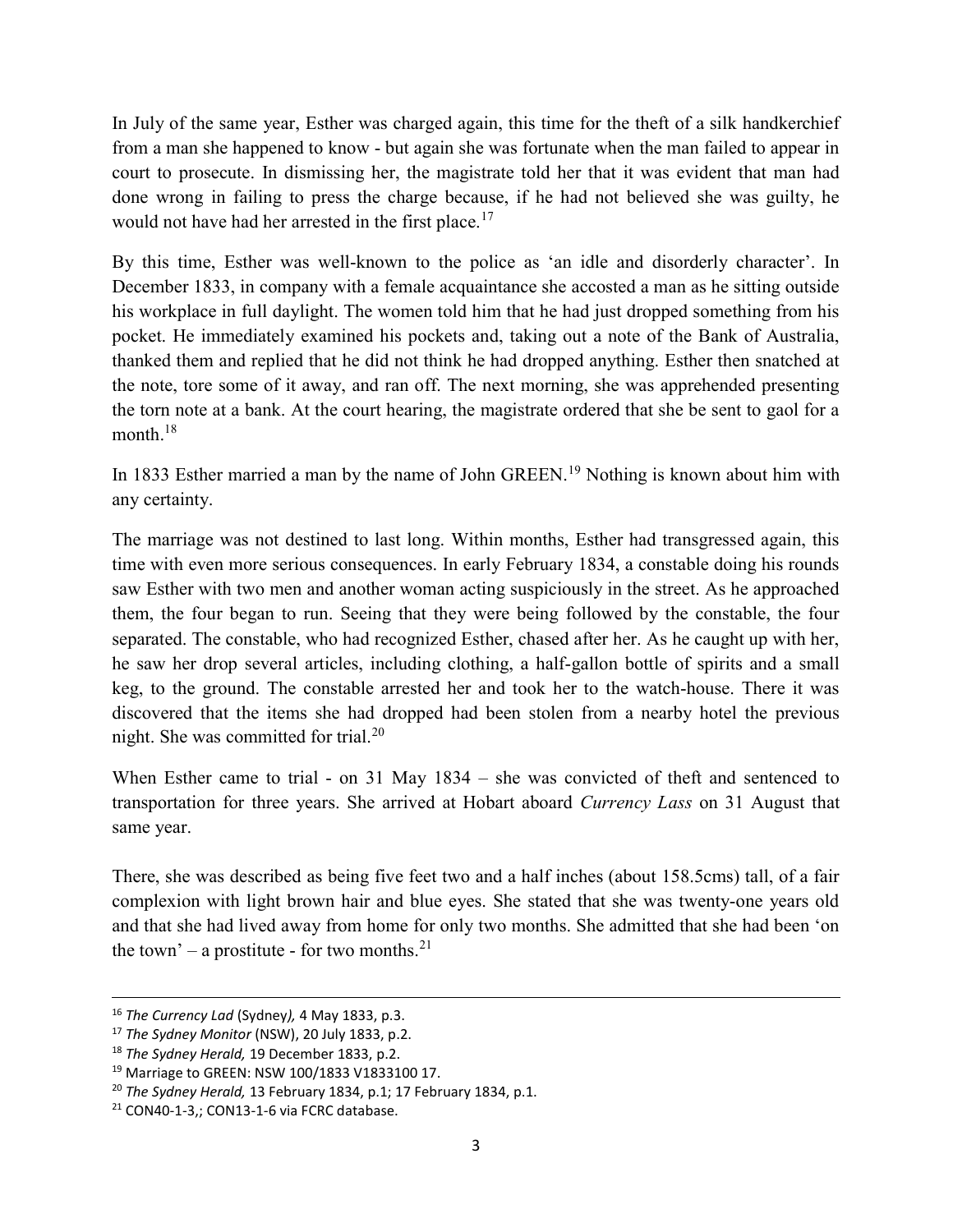In July of the same year, Esther was charged again, this time for the theft of a silk handkerchief from a man she happened to know - but again she was fortunate when the man failed to appear in court to prosecute. In dismissing her, the magistrate told her that it was evident that man had done wrong in failing to press the charge because, if he had not believed she was guilty, he would not have had her arrested in the first place.[17]

By this time, Esther was well-known to the police as 'an idle and disorderly character'. In December 1833, in company with a female acquaintance she accosted a man as he sitting outside his workplace in full daylight. The women told him that he had just dropped something from his pocket. He immediately examined his pockets and, taking out a note of the Bank of Australia, thanked them and replied that he did not think he had dropped anything. Esther then snatched at the note, tore some of it away, and ran off. The next morning, she was apprehended presenting the torn note at a bank. At the court hearing, the magistrate ordered that she be sent to gaol for a month.[18]

In 1833 Esther married a man by the name of John GREEN.[19] Nothing is known about him with any certainty.

The marriage was not destined to last long. Within months, Esther had transgressed again, this time with even more serious consequences. In early February 1834, a constable doing his rounds saw Esther with two men and another woman acting suspiciously in the street. As he approached them, the four began to run. Seeing that they were being followed by the constable, the four separated. The constable, who had recognized Esther, chased after her. As he caught up with her, he saw her drop several articles, including clothing, a half-gallon bottle of spirits and a small keg, to the ground. The constable arrested her and took her to the watch-house. There it was discovered that the items she had dropped had been stolen from a nearby hotel the previous night. She was committed for trial.[20]

When Esther came to trial - on 31 May 1834 – she was convicted of theft and sentenced to transportation for three years. She arrived at Hobart aboard *Currency Lass* on 31 August that same year.

There, she was described as being five feet two and a half inches (about 158.5cms) tall, of a fair complexion with light brown hair and blue eyes. She stated that she was twenty-one years old and that she had lived away from home for only two months. She admitted that she had been 'on the town' – a prostitute - for two months.[21]

---

[16] *The Currency Lad* (Sydney*)*, 4 May 1833, p.3.

[17] *The Sydney Monitor* (NSW), 20 July 1833, p.2.

[18] *The Sydney Herald,* 19 December 1833, p.2.

[19] Marriage to GREEN: NSW 100/1833 V1833100 17.

[20] *The Sydney Herald,* 13 February 1834, p.1; 17 February 1834, p.1.

[21] CON40-1-3,; CON13-1-6 via FCRC database.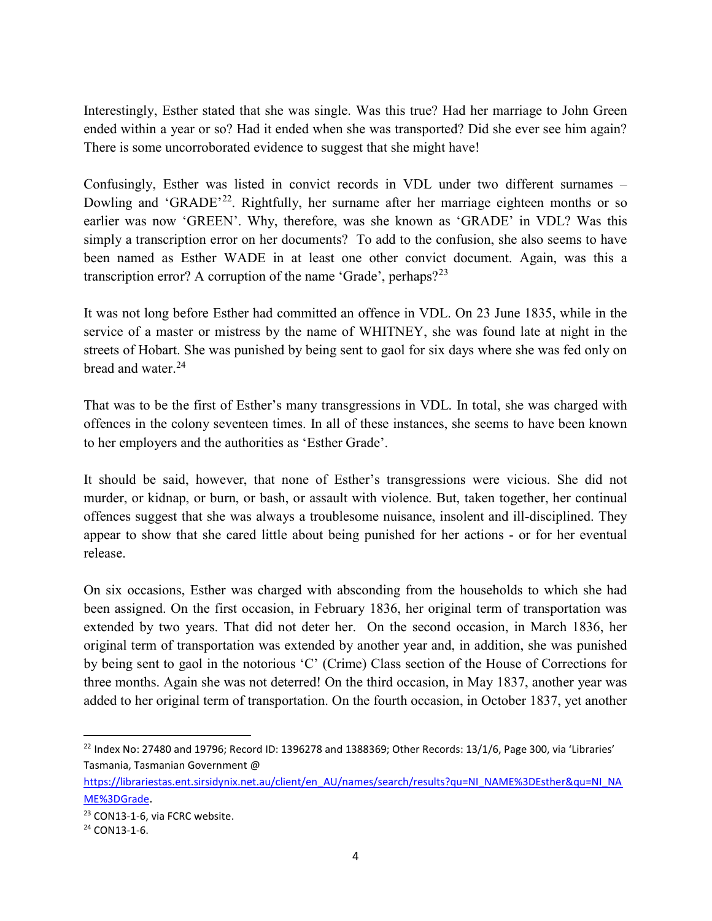Interestingly, Esther stated that she was single. Was this true? Had her marriage to John Green ended within a year or so? Had it ended when she was transported? Did she ever see him again? There is some uncorroborated evidence to suggest that she might have!

Confusingly, Esther was listed in convict records in VDL under two different surnames – Dowling and 'GRADE'[22]. Rightfully, her surname after her marriage eighteen months or so earlier was now 'GREEN'. Why, therefore, was she known as 'GRADE' in VDL? Was this simply a transcription error on her documents? To add to the confusion, she also seems to have been named as Esther WADE in at least one other convict document. Again, was this a transcription error? A corruption of the name 'Grade', perhaps?[23]

It was not long before Esther had committed an offence in VDL. On 23 June 1835, while in the service of a master or mistress by the name of WHITNEY, she was found late at night in the streets of Hobart. She was punished by being sent to gaol for six days where she was fed only on bread and water.[24]

That was to be the first of Esther's many transgressions in VDL. In total, she was charged with offences in the colony seventeen times. In all of these instances, she seems to have been known to her employers and the authorities as 'Esther Grade'.

It should be said, however, that none of Esther's transgressions were vicious. She did not murder, or kidnap, or burn, or bash, or assault with violence. But, taken together, her continual offences suggest that she was always a troublesome nuisance, insolent and ill-disciplined. They appear to show that she cared little about being punished for her actions - or for her eventual release.

On six occasions, Esther was charged with absconding from the households to which she had been assigned. On the first occasion, in February 1836, her original term of transportation was extended by two years. That did not deter her. On the second occasion, in March 1836, her original term of transportation was extended by another year and, in addition, she was punished by being sent to gaol in the notorious 'C' (Crime) Class section of the House of Corrections for three months. Again she was not deterred! On the third occasion, in May 1837, another year was added to her original term of transportation. On the fourth occasion, in October 1837, yet another

---

[22] Index No: 27480 and 19796; Record ID: 1396278 and 1388369; Other Records: 13/1/6, Page 300, via 'Libraries' Tasmania, Tasmanian Government @ https://librariestas.ent.sirsidynix.net.au/client/en_AU/names/search/results?qu=NI_NAME%3DEsther&qu=NI_NAME%3DGrade.

[23] CON13-1-6, via FCRC website.

[24] CON13-1-6.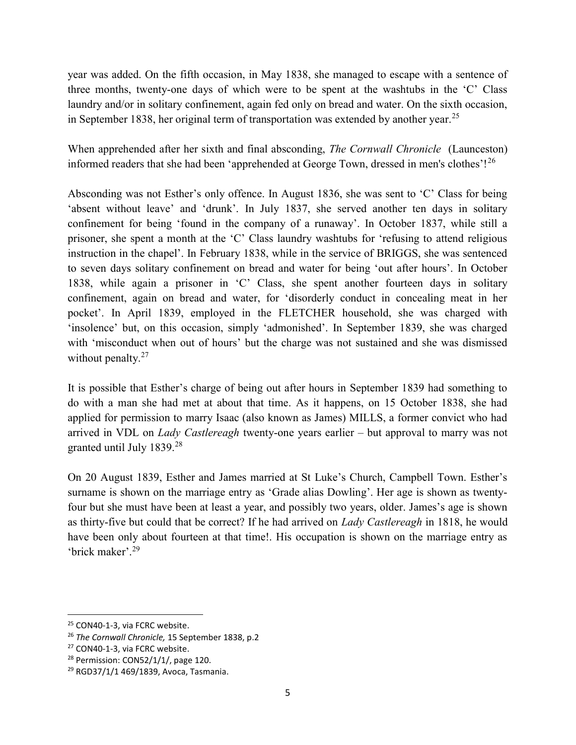year was added. On the fifth occasion, in May 1838, she managed to escape with a sentence of three months, twenty-one days of which were to be spent at the washtubs in the 'C' Class laundry and/or in solitary confinement, again fed only on bread and water. On the sixth occasion, in September 1838, her original term of transportation was extended by another year.[25]

When apprehended after her sixth and final absconding, *The Cornwall Chronicle* (Launceston) informed readers that she had been 'apprehended at George Town, dressed in men's clothes'![26]

Absconding was not Esther's only offence. In August 1836, she was sent to 'C' Class for being 'absent without leave' and 'drunk'. In July 1837, she served another ten days in solitary confinement for being 'found in the company of a runaway'. In October 1837, while still a prisoner, she spent a month at the 'C' Class laundry washtubs for 'refusing to attend religious instruction in the chapel'. In February 1838, while in the service of BRIGGS, she was sentenced to seven days solitary confinement on bread and water for being 'out after hours'. In October 1838, while again a prisoner in 'C' Class, she spent another fourteen days in solitary confinement, again on bread and water, for 'disorderly conduct in concealing meat in her pocket'. In April 1839, employed in the FLETCHER household, she was charged with 'insolence' but, on this occasion, simply 'admonished'. In September 1839, she was charged with 'misconduct when out of hours' but the charge was not sustained and she was dismissed without penalty.[27]

It is possible that Esther's charge of being out after hours in September 1839 had something to do with a man she had met at about that time. As it happens, on 15 October 1838, she had applied for permission to marry Isaac (also known as James) MILLS, a former convict who had arrived in VDL on *Lady Castlereagh* twenty-one years earlier – but approval to marry was not granted until July 1839.[28]

On 20 August 1839, Esther and James married at St Luke's Church, Campbell Town. Esther's surname is shown on the marriage entry as 'Grade alias Dowling'. Her age is shown as twenty-four but she must have been at least a year, and possibly two years, older. James's age is shown as thirty-five but could that be correct? If he had arrived on *Lady Castlereagh* in 1818, he would have been only about fourteen at that time!. His occupation is shown on the marriage entry as 'brick maker'.[29]

---

[25] CON40-1-3, via FCRC website.

[26] *The Cornwall Chronicle,* 15 September 1838, p.2

[27] CON40-1-3, via FCRC website.

[28] Permission: CON52/1/1/, page 120.

[29] RGD37/1/1 469/1839, Avoca, Tasmania.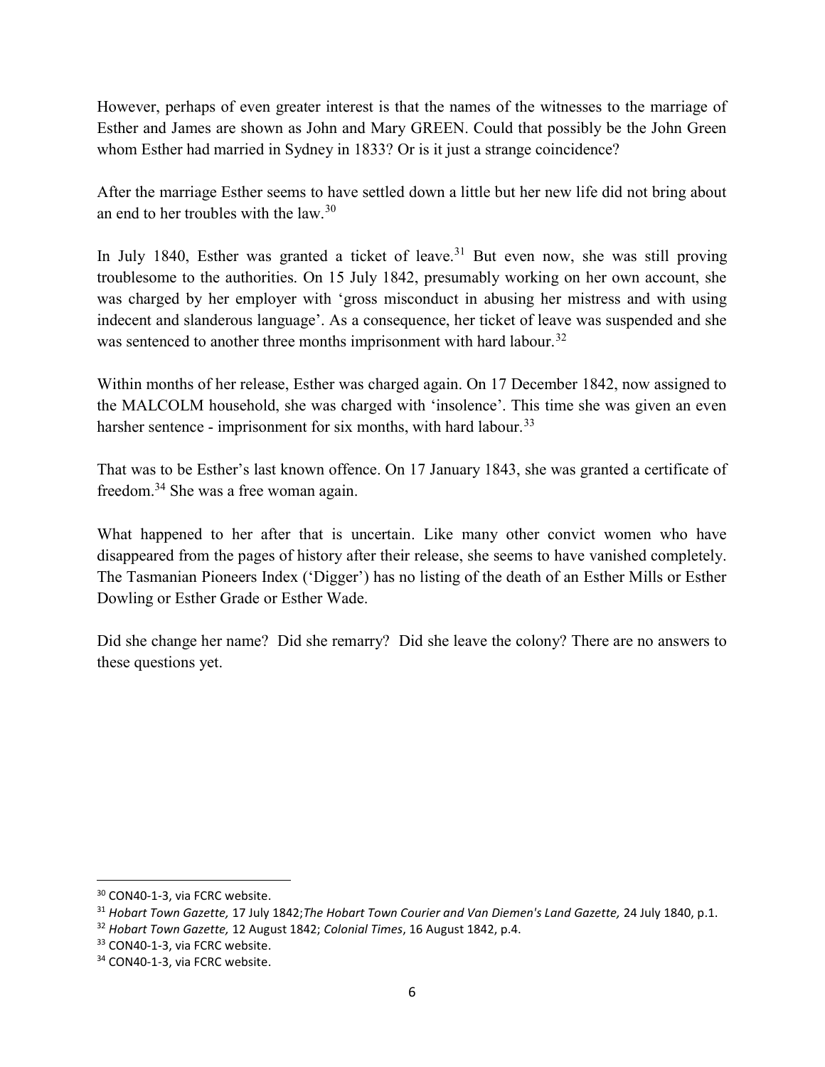However, perhaps of even greater interest is that the names of the witnesses to the marriage of Esther and James are shown as John and Mary GREEN. Could that possibly be the John Green whom Esther had married in Sydney in 1833? Or is it just a strange coincidence?

After the marriage Esther seems to have settled down a little but her new life did not bring about an end to her troubles with the law.[30]

In July 1840, Esther was granted a ticket of leave.[31] But even now, she was still proving troublesome to the authorities. On 15 July 1842, presumably working on her own account, she was charged by her employer with 'gross misconduct in abusing her mistress and with using indecent and slanderous language'. As a consequence, her ticket of leave was suspended and she was sentenced to another three months imprisonment with hard labour.[32]

Within months of her release, Esther was charged again. On 17 December 1842, now assigned to the MALCOLM household, she was charged with 'insolence'. This time she was given an even harsher sentence - imprisonment for six months, with hard labour.[33]

That was to be Esther's last known offence. On 17 January 1843, she was granted a certificate of freedom.[34] She was a free woman again.

What happened to her after that is uncertain. Like many other convict women who have disappeared from the pages of history after their release, she seems to have vanished completely. The Tasmanian Pioneers Index ('Digger') has no listing of the death of an Esther Mills or Esther Dowling or Esther Grade or Esther Wade.

Did she change her name? Did she remarry? Did she leave the colony? There are no answers to these questions yet.

---

[30] CON40-1-3, via FCRC website.

[31] *Hobart Town Gazette,* 17 July 1842;*The Hobart Town Courier and Van Diemen's Land Gazette,* 24 July 1840, p.1.

[32] *Hobart Town Gazette,* 12 August 1842; *Colonial Times*, 16 August 1842, p.4.

[33] CON40-1-3, via FCRC website.

[34] CON40-1-3, via FCRC website.